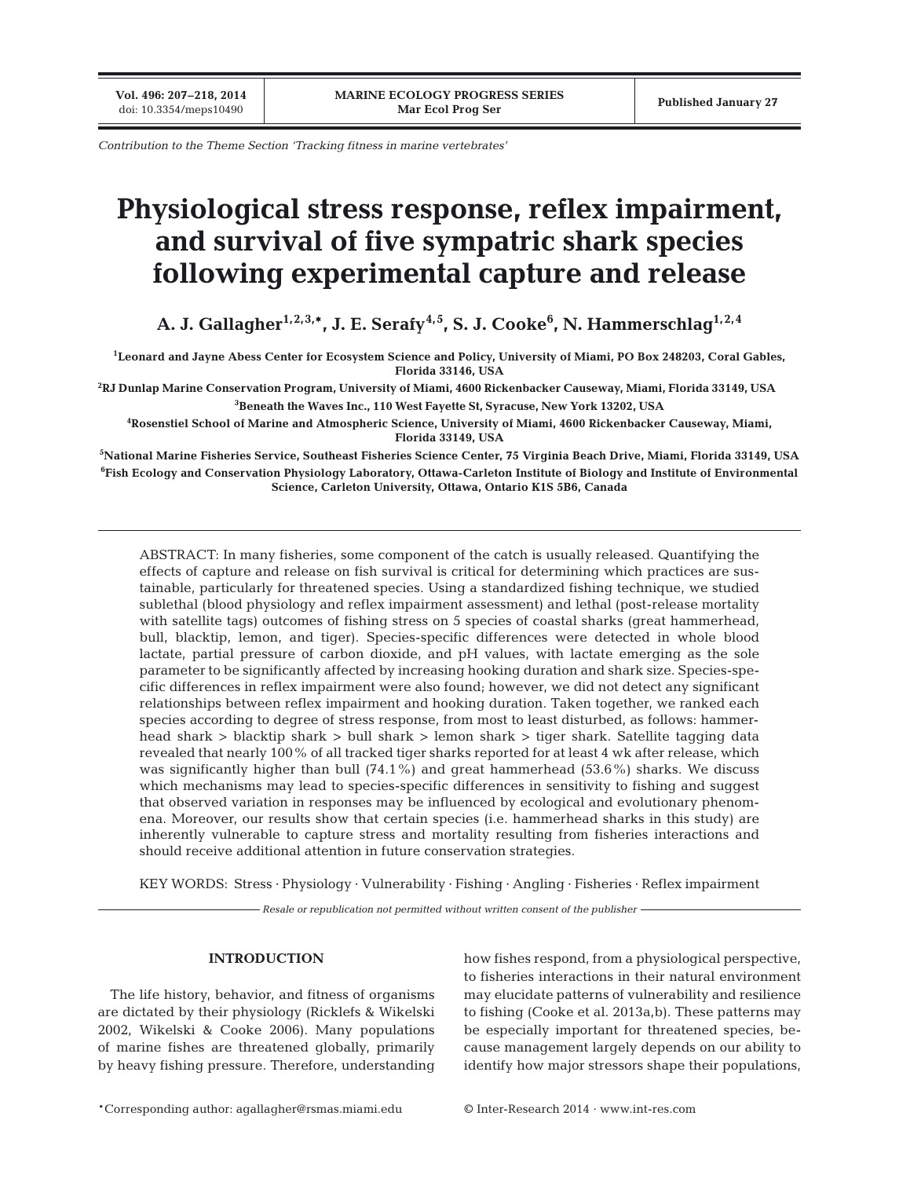Contribution to the Theme Section 'Tracking fitness in marine vertebrates'

# Physiological stress response, reflex impairment, and survival of five sympatric shark species following experimental capture and release

**A. J. Gallagher[1,2,3,*], J. E. Serafy[4,5], S. J. Cooke[6], N. Hammerschlag[1,2,4]**

[1]Leonard and Jayne Abess Center for Ecosystem Science and Policy, University of Miami, PO Box 248203, Coral Gables, Florida 33146, USA

[2]RJ Dunlap Marine Conservation Program, University of Miami, 4600 Rickenbacker Causeway, Miami, Florida 33149, USA

[3]Beneath the Waves Inc., 110 West Fayette St, Syracuse, New York 13202, USA

[4]Rosenstiel School of Marine and Atmospheric Science, University of Miami, 4600 Rickenbacker Causeway, Miami, Florida 33149, USA

[5]National Marine Fisheries Service, Southeast Fisheries Science Center, 75 Virginia Beach Drive, Miami, Florida 33149, USA

[6]Fish Ecology and Conservation Physiology Laboratory, Ottawa-Carleton Institute of Biology and Institute of Environmental Science, Carleton University, Ottawa, Ontario K1S 5B6, Canada

ABSTRACT: In many fisheries, some component of the catch is usually released. Quantifying the effects of capture and release on fish survival is critical for determining which practices are sustainable, particularly for threatened species. Using a standardized fishing technique, we studied sublethal (blood physiology and reflex impairment assessment) and lethal (post-release mortality with satellite tags) outcomes of fishing stress on 5 species of coastal sharks (great hammerhead, bull, blacktip, lemon, and tiger). Species-specific differences were detected in whole blood lactate, partial pressure of carbon dioxide, and pH values, with lactate emerging as the sole parameter to be significantly affected by increasing hooking duration and shark size. Species-specific differences in reflex impairment were also found; however, we did not detect any significant relationships between reflex impairment and hooking duration. Taken together, we ranked each species according to degree of stress response, from most to least disturbed, as follows: hammerhead shark > blacktip shark > bull shark > lemon shark > tiger shark. Satellite tagging data revealed that nearly 100% of all tracked tiger sharks reported for at least 4 wk after release, which was significantly higher than bull (74.1%) and great hammerhead (53.6%) sharks. We discuss which mechanisms may lead to species-specific differences in sensitivity to fishing and suggest that observed variation in responses may be influenced by ecological and evolutionary phenomena. Moreover, our results show that certain species (i.e. hammerhead sharks in this study) are inherently vulnerable to capture stress and mortality resulting from fisheries interactions and should receive additional attention in future conservation strategies.

KEY WORDS: Stress · Physiology · Vulnerability · Fishing · Angling · Fisheries · Reflex impairment

*Resale or republication not permitted without written consent of the publisher*

## INTRODUCTION

The life history, behavior, and fitness of organisms are dictated by their physiology (Ricklefs & Wikelski 2002, Wikelski & Cooke 2006). Many populations of marine fishes are threatened globally, primarily by heavy fishing pressure. Therefore, understanding how fishes respond, from a physiological perspective, to fisheries interactions in their natural environment may elucidate patterns of vulnerability and resilience to fishing (Cooke et al. 2013a,b). These patterns may be especially important for threatened species, because management largely depends on our ability to identify how major stressors shape their populations,

*Corresponding author: agallagher@rsmas.miami.edu

© Inter-Research 2014 · www.int-res.com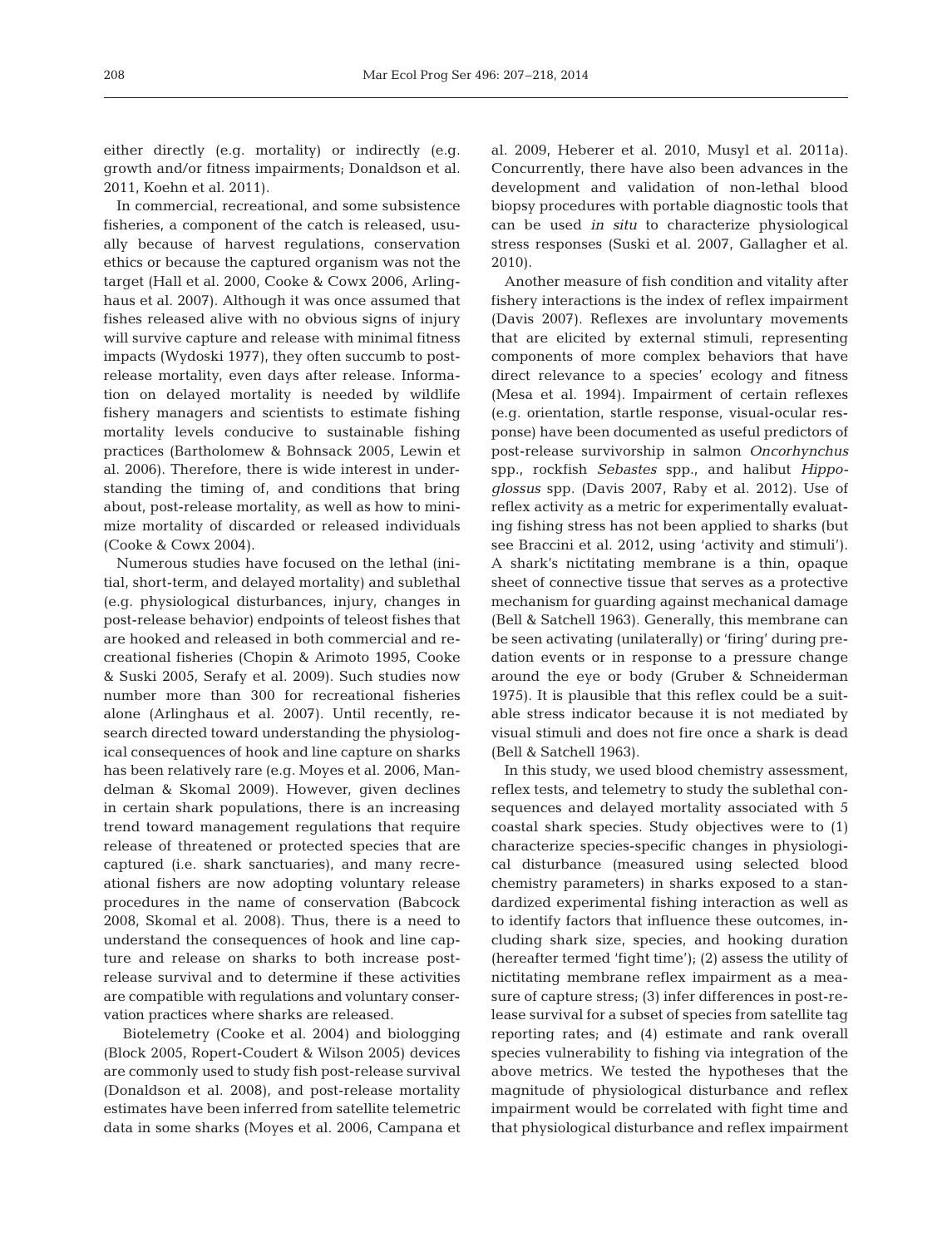either directly (e.g. mortality) or indirectly (e.g. growth and/or fitness impairments; Donaldson et al. 2011, Koehn et al. 2011).

In commercial, recreational, and some subsistence fisheries, a component of the catch is released, usually because of harvest regulations, conservation ethics or because the captured organism was not the target (Hall et al. 2000, Cooke & Cowx 2006, Arlinghaus et al. 2007). Although it was once assumed that fishes released alive with no obvious signs of injury will survive capture and release with minimal fitness impacts (Wydoski 1977), they often succumb to post-release mortality, even days after release. Information on delayed mortality is needed by wildlife fishery managers and scientists to estimate fishing mortality levels conducive to sustainable fishing practices (Bartholomew & Bohnsack 2005, Lewin et al. 2006). Therefore, there is wide interest in understanding the timing of, and conditions that bring about, post-release mortality, as well as how to minimize mortality of discarded or released individuals (Cooke & Cowx 2004).

Numerous studies have focused on the lethal (initial, short-term, and delayed mortality) and sublethal (e.g. physiological disturbances, injury, changes in post-release behavior) endpoints of teleost fishes that are hooked and released in both commercial and recreational fisheries (Chopin & Arimoto 1995, Cooke & Suski 2005, Serafy et al. 2009). Such studies now number more than 300 for recreational fisheries alone (Arlinghaus et al. 2007). Until recently, research directed toward understanding the physiological consequences of hook and line capture on sharks has been relatively rare (e.g. Moyes et al. 2006, Mandelman & Skomal 2009). However, given declines in certain shark populations, there is an increasing trend toward management regulations that require release of threatened or protected species that are captured (i.e. shark sanctuaries), and many recreational fishers are now adopting voluntary release procedures in the name of conservation (Babcock 2008, Skomal et al. 2008). Thus, there is a need to understand the consequences of hook and line capture and release on sharks to both increase post-release survival and to determine if these activities are compatible with regulations and voluntary conservation practices where sharks are released.

Biotelemetry (Cooke et al. 2004) and biologging (Block 2005, Ropert-Coudert & Wilson 2005) devices are commonly used to study fish post-release survival (Donaldson et al. 2008), and post-release mortality estimates have been inferred from satellite telemetric data in some sharks (Moyes et al. 2006, Campana et al. 2009, Heberer et al. 2010, Musyl et al. 2011a). Concurrently, there have also been advances in the development and validation of non-lethal blood biopsy procedures with portable diagnostic tools that can be used *in situ* to characterize physiological stress responses (Suski et al. 2007, Gallagher et al. 2010).

Another measure of fish condition and vitality after fishery interactions is the index of reflex impairment (Davis 2007). Reflexes are involuntary movements that are elicited by external stimuli, representing components of more complex behaviors that have direct relevance to a species' ecology and fitness (Mesa et al. 1994). Impairment of certain reflexes (e.g. orientation, startle response, visual-ocular response) have been documented as useful predictors of post-release survivorship in salmon *Oncorhynchus* spp., rockfish *Sebastes* spp., and halibut *Hippoglossus* spp. (Davis 2007, Raby et al. 2012). Use of reflex activity as a metric for experimentally evaluating fishing stress has not been applied to sharks (but see Braccini et al. 2012, using 'activity and stimuli'). A shark's nictitating membrane is a thin, opaque sheet of connective tissue that serves as a protective mechanism for guarding against mechanical damage (Bell & Satchell 1963). Generally, this membrane can be seen activating (unilaterally) or 'firing' during predation events or in response to a pressure change around the eye or body (Gruber & Schneiderman 1975). It is plausible that this reflex could be a suitable stress indicator because it is not mediated by visual stimuli and does not fire once a shark is dead (Bell & Satchell 1963).

In this study, we used blood chemistry assessment, reflex tests, and telemetry to study the sublethal consequences and delayed mortality associated with 5 coastal shark species. Study objectives were to (1) characterize species-specific changes in physiological disturbance (measured using selected blood chemistry parameters) in sharks exposed to a standardized experimental fishing interaction as well as to identify factors that influence these outcomes, including shark size, species, and hooking duration (hereafter termed 'fight time'); (2) assess the utility of nictitating membrane reflex impairment as a measure of capture stress; (3) infer differences in post-release survival for a subset of species from satellite tag reporting rates; and (4) estimate and rank overall species vulnerability to fishing via integration of the above metrics. We tested the hypotheses that the magnitude of physiological disturbance and reflex impairment would be correlated with fight time and that physiological disturbance and reflex impairment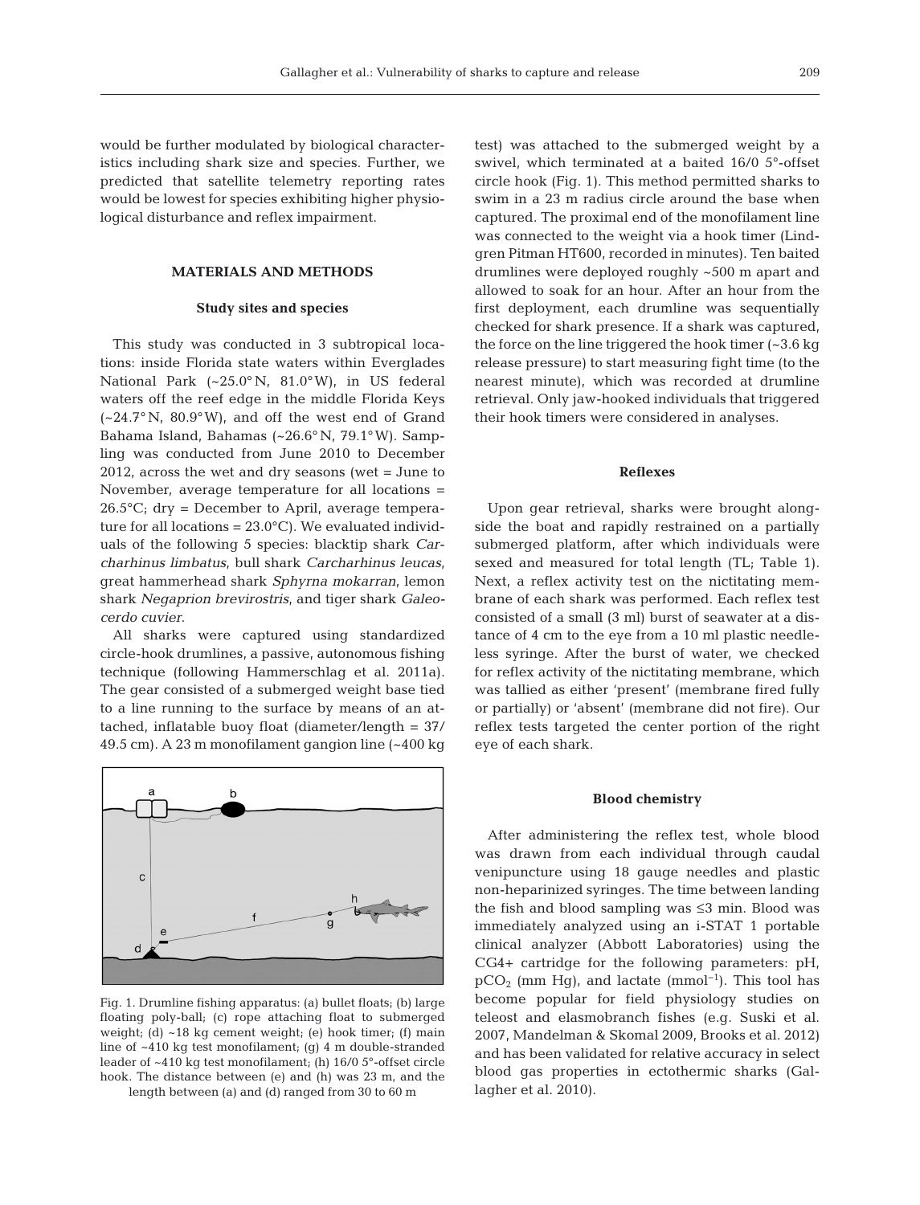would be further modulated by biological characteristics including shark size and species. Further, we predicted that satellite telemetry reporting rates would be lowest for species exhibiting higher physiological disturbance and reflex impairment.

## MATERIALS AND METHODS

### Study sites and species

This study was conducted in 3 subtropical locations: inside Florida state waters within Everglades National Park (~25.0° N, 81.0° W), in US federal waters off the reef edge in the middle Florida Keys (~24.7° N, 80.9° W), and off the west end of Grand Bahama Island, Bahamas (~26.6° N, 79.1° W). Sampling was conducted from June 2010 to December 2012, across the wet and dry seasons (wet = June to November, average temperature for all locations = 26.5°C; dry = December to April, average temperature for all locations = 23.0°C). We evaluated individuals of the following 5 species: blacktip shark *Carcharhinus limbatus*, bull shark *Carcharhinus leucas*, great hammerhead shark *Sphyrna mokarran*, lemon shark *Negaprion brevirostris*, and tiger shark *Galeocerdo cuvier*.

All sharks were captured using standardized circle-hook drumlines, a passive, autonomous fishing technique (following Hammerschlag et al. 2011a). The gear consisted of a submerged weight base tied to a line running to the surface by means of an attached, inflatable buoy float (diameter/length = 37/49.5 cm). A 23 m monofilament gangion line (~400 kg test) was attached to the submerged weight by a swivel, which terminated at a baited 16/0 5°-offset circle hook (Fig. 1). This method permitted sharks to swim in a 23 m radius circle around the base when captured. The proximal end of the monofilament line was connected to the weight via a hook timer (Lindgren Pitman HT600, recorded in minutes). Ten baited drumlines were deployed roughly ~500 m apart and allowed to soak for an hour. After an hour from the first deployment, each drumline was sequentially checked for shark presence. If a shark was captured, the force on the line triggered the hook timer (~3.6 kg release pressure) to start measuring fight time (to the nearest minute), which was recorded at drumline retrieval. Only jaw-hooked individuals that triggered their hook timers were considered in analyses.

Fig. 1. Drumline fishing apparatus: (a) bullet floats; (b) large floating poly-ball; (c) rope attaching float to submerged weight; (d) ~18 kg cement weight; (e) hook timer; (f) main line of ~410 kg test monofilament; (g) 4 m double-stranded leader of ~410 kg test monofilament; (h) 16/0 5°-offset circle hook. The distance between (e) and (h) was 23 m, and the length between (a) and (d) ranged from 30 to 60 m

### Reflexes

Upon gear retrieval, sharks were brought alongside the boat and rapidly restrained on a partially submerged platform, after which individuals were sexed and measured for total length (TL; Table 1). Next, a reflex activity test on the nictitating membrane of each shark was performed. Each reflex test consisted of a small (3 ml) burst of seawater at a distance of 4 cm to the eye from a 10 ml plastic needleless syringe. After the burst of water, we checked for reflex activity of the nictitating membrane, which was tallied as either 'present' (membrane fired fully or partially) or 'absent' (membrane did not fire). Our reflex tests targeted the center portion of the right eye of each shark.

### Blood chemistry

After administering the reflex test, whole blood was drawn from each individual through caudal venipuncture using 18 gauge needles and plastic non-heparinized syringes. The time between landing the fish and blood sampling was ≤3 min. Blood was immediately analyzed using an i-STAT 1 portable clinical analyzer (Abbott Laboratories) using the CG4+ cartridge for the following parameters: pH, $pCO_2$ (mm Hg), and lactate ($mmol^{-1}$). This tool has become popular for field physiology studies on teleost and elasmobranch fishes (e.g. Suski et al. 2007, Mandelman & Skomal 2009, Brooks et al. 2012) and has been validated for relative accuracy in select blood gas properties in ectothermic sharks (Gallagher et al. 2010).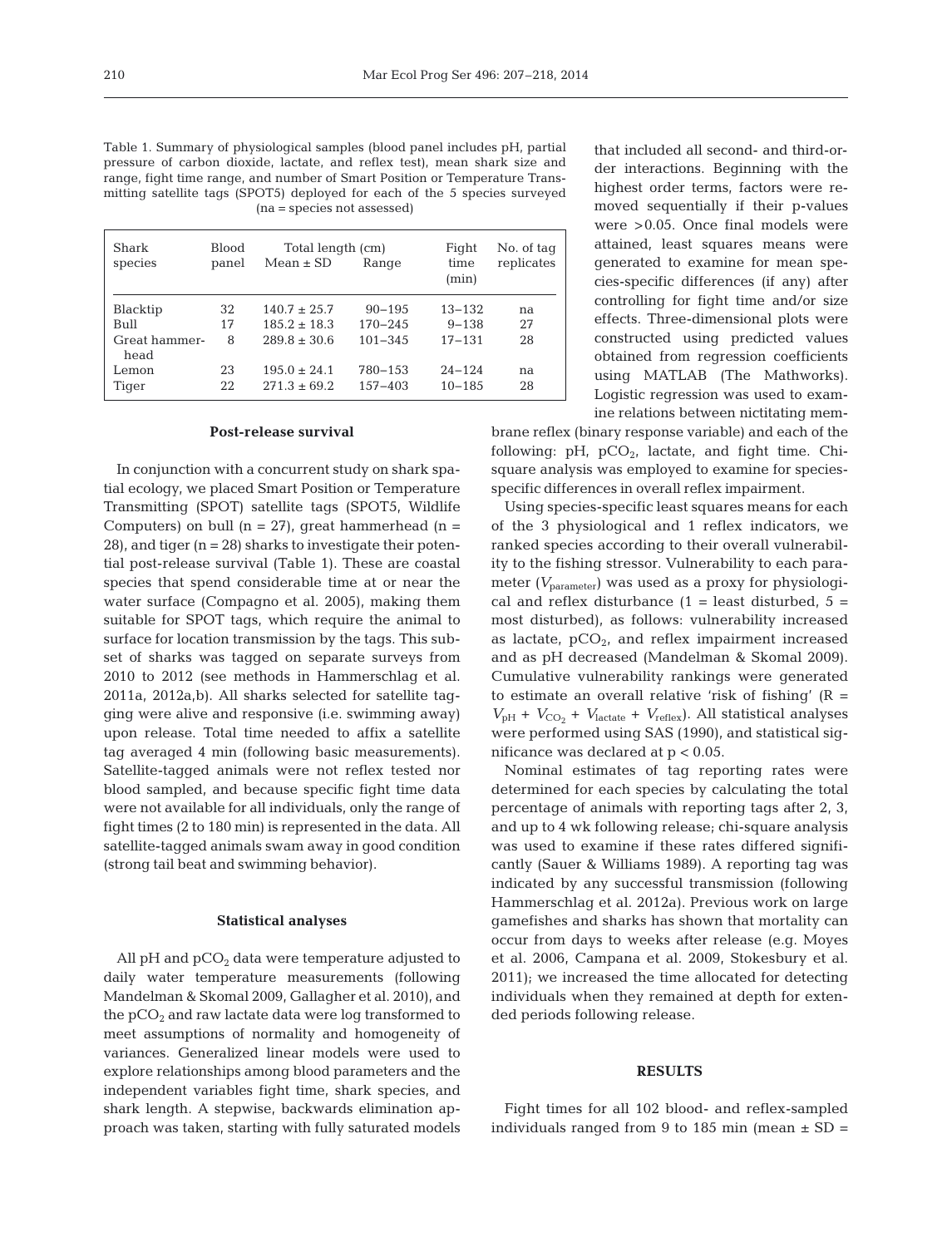Table 1. Summary of physiological samples (blood panel includes pH, partial pressure of carbon dioxide, lactate, and reflex test), mean shark size and range, fight time range, and number of Smart Position or Temperature Transmitting satellite tags (SPOT5) deployed for each of the 5 species surveyed (na = species not assessed)

| Shark species | Blood panel | Total length (cm) Mean ± SD | Range | Fight time (min) | No. of tag replicates |
|---|---|---|---|---|---|
| Blacktip | 32 | 140.7 ± 25.7 | 90–195 | 13–132 | na |
| Bull | 17 | 185.2 ± 18.3 | 170–245 | 9–138 | 27 |
| Great hammerhead | 8 | 289.8 ± 30.6 | 101–345 | 17–131 | 28 |
| Lemon | 23 | 195.0 ± 24.1 | 780–153 | 24–124 | na |
| Tiger | 22 | 271.3 ± 69.2 | 157–403 | 10–185 | 28 |

### Post-release survival

In conjunction with a concurrent study on shark spatial ecology, we placed Smart Position or Temperature Transmitting (SPOT) satellite tags (SPOT5, Wildlife Computers) on bull (n = 27), great hammerhead (n = 28), and tiger (n = 28) sharks to investigate their potential post-release survival (Table 1). These are coastal species that spend considerable time at or near the water surface (Compagno et al. 2005), making them suitable for SPOT tags, which require the animal to surface for location transmission by the tags. This subset of sharks was tagged on separate surveys from 2010 to 2012 (see methods in Hammerschlag et al. 2011a, 2012a,b). All sharks selected for satellite tagging were alive and responsive (i.e. swimming away) upon release. Total time needed to affix a satellite tag averaged 4 min (following basic measurements). Satellite-tagged animals were not reflex tested nor blood sampled, and because specific fight time data were not available for all individuals, only the range of fight times (2 to 180 min) is represented in the data. All satellite-tagged animals swam away in good condition (strong tail beat and swimming behavior).

### Statistical analyses

All pH and $pCO_2$ data were temperature adjusted to daily water temperature measurements (following Mandelman & Skomal 2009, Gallagher et al. 2010), and the $pCO_2$ and raw lactate data were log transformed to meet assumptions of normality and homogeneity of variances. Generalized linear models were used to explore relationships among blood parameters and the independent variables fight time, shark species, and shark length. A stepwise, backwards elimination approach was taken, starting with fully saturated models that included all second- and third-order interactions. Beginning with the highest order terms, factors were removed sequentially if their p-values were >0.05. Once final models were attained, least squares means were generated to examine for mean species-specific differences (if any) after controlling for fight time and/or size effects. Three-dimensional plots were constructed using predicted values obtained from regression coefficients using MATLAB (The Mathworks). Logistic regression was used to examine relations between nictitating membrane reflex (binary response variable) and each of the following: pH, $pCO_2$, lactate, and fight time. Chi-square analysis was employed to examine for species-specific differences in overall reflex impairment.

Using species-specific least squares means for each of the 3 physiological and 1 reflex indicators, we ranked species according to their overall vulnerability to the fishing stressor. Vulnerability to each parameter ($V_{parameter}$) was used as a proxy for physiological and reflex disturbance (1 = least disturbed, 5 = most disturbed), as follows: vulnerability increased as lactate, $pCO_2$, and reflex impairment increased and as pH decreased (Mandelman & Skomal 2009). Cumulative vulnerability rankings were generated to estimate an overall relative 'risk of fishing' ($R = V_{pH} + V_{CO_2} + V_{lactate} + V_{reflex}$). All statistical analyses were performed using SAS (1990), and statistical significance was declared at $p < 0.05$.

Nominal estimates of tag reporting rates were determined for each species by calculating the total percentage of animals with reporting tags after 2, 3, and up to 4 wk following release; chi-square analysis was used to examine if these rates differed significantly (Sauer & Williams 1989). A reporting tag was indicated by any successful transmission (following Hammerschlag et al. 2012a). Previous work on large gamefishes and sharks has shown that mortality can occur from days to weeks after release (e.g. Moyes et al. 2006, Campana et al. 2009, Stokesbury et al. 2011); we increased the time allocated for detecting individuals when they remained at depth for extended periods following release.

## RESULTS

Fight times for all 102 blood- and reflex-sampled individuals ranged from 9 to 185 min (mean ± SD =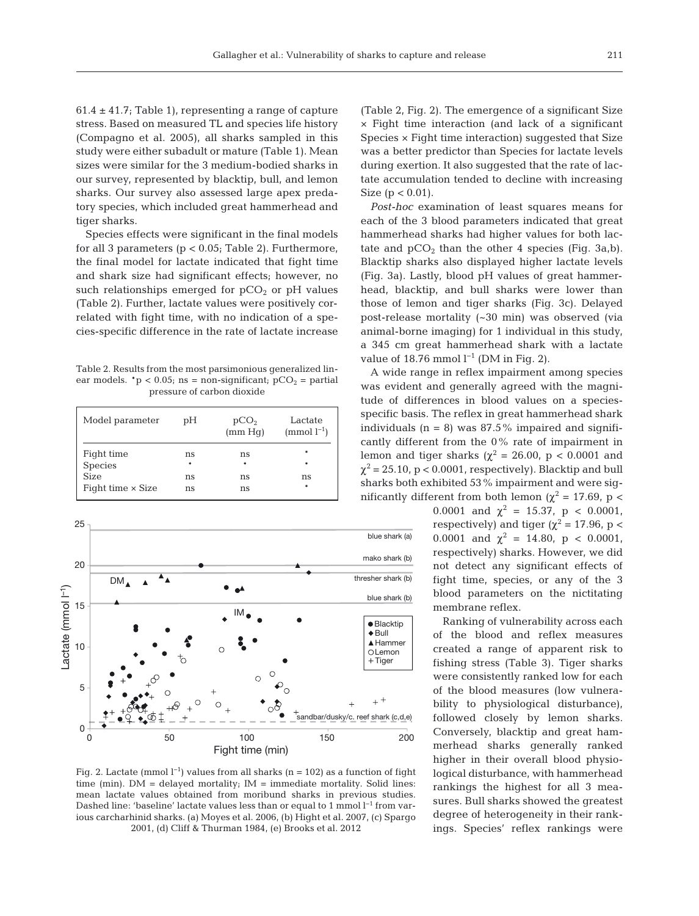61.4 ± 41.7; Table 1), representing a range of capture stress. Based on measured TL and species life history (Compagno et al. 2005), all sharks sampled in this study were either subadult or mature (Table 1). Mean sizes were similar for the 3 medium-bodied sharks in our survey, represented by blacktip, bull, and lemon sharks. Our survey also assessed large apex predatory species, which included great hammerhead and tiger sharks.

Species effects were significant in the final models for all 3 parameters ($p < 0.05$; Table 2). Furthermore, the final model for lactate indicated that fight time and shark size had significant effects; however, no such relationships emerged for $pCO_2$ or pH values (Table 2). Further, lactate values were positively correlated with fight time, with no indication of a species-specific difference in the rate of lactate increase (Table 2, Fig. 2). The emergence of a significant Size × Fight time interaction (and lack of a significant Species × Fight time interaction) suggested that Size was a better predictor than Species for lactate levels during exertion. It also suggested that the rate of lactate accumulation tended to decline with increasing Size ($p < 0.01$).

Table 2. Results from the most parsimonious generalized linear models. *$p < 0.05$; ns = non-significant; $pCO_2$ = partial pressure of carbon dioxide

| Model parameter | pH | $pCO_2$ (mm Hg) | Lactate (mmol $l^{-1}$) |
|---|---|---|---|
| Fight time | ns | ns | * |
| Species | * | * | * |
| Size | ns | ns | ns |
| Fight time × Size | ns | ns | * |

Fig. 2. Lactate (mmol $l^{-1}$) values from all sharks (n = 102) as a function of fight time (min). DM = delayed mortality; IM = immediate mortality. Solid lines: mean lactate values obtained from moribund sharks in previous studies. Dashed line: 'baseline' lactate values less than or equal to 1 mmol $l^{-1}$ from various carcharhinid sharks. (a) Moyes et al. 2006, (b) Hight et al. 2007, (c) Spargo 2001, (d) Cliff & Thurman 1984, (e) Brooks et al. 2012

*Post-hoc* examination of least squares means for each of the 3 blood parameters indicated that great hammerhead sharks had higher values for both lactate and $pCO_2$ than the other 4 species (Fig. 3a,b). Blacktip sharks also displayed higher lactate levels (Fig. 3a). Lastly, blood pH values of great hammerhead, blacktip, and bull sharks were lower than those of lemon and tiger sharks (Fig. 3c). Delayed post-release mortality (~30 min) was observed (via animal-borne imaging) for 1 individual in this study, a 345 cm great hammerhead shark with a lactate value of 18.76 mmol $l^{-1}$ (DM in Fig. 2).

A wide range in reflex impairment among species was evident and generally agreed with the magnitude of differences in blood values on a species-specific basis. The reflex in great hammerhead shark individuals (n = 8) was 87.5% impaired and significantly different from the 0% rate of impairment in lemon and tiger sharks ($\chi^2 = 26.00$, $p < 0.0001$ and $\chi^2 = 25.10$, $p < 0.0001$, respectively). Blacktip and bull sharks both exhibited 53% impairment and were significantly different from both lemon ($\chi^2 = 17.69$, $p < 0.0001$ and $\chi^2 = 15.37$, $p < 0.0001$, respectively) and tiger ($\chi^2 = 17.96$, $p < 0.0001$ and $\chi^2 = 14.80$, $p < 0.0001$, respectively) sharks. However, we did not detect any significant effects of fight time, species, or any of the 3 blood parameters on the nictitating membrane reflex.

Ranking of vulnerability across each of the blood and reflex measures created a range of apparent risk to fishing stress (Table 3). Tiger sharks were consistently ranked low for each of the blood measures (low vulnerability to physiological disturbance), followed closely by lemon sharks. Conversely, blacktip and great hammerhead sharks generally ranked higher in their overall blood physiological disturbance, with hammerhead rankings the highest for all 3 measures. Bull sharks showed the greatest degree of heterogeneity in their rankings. Species' reflex rankings were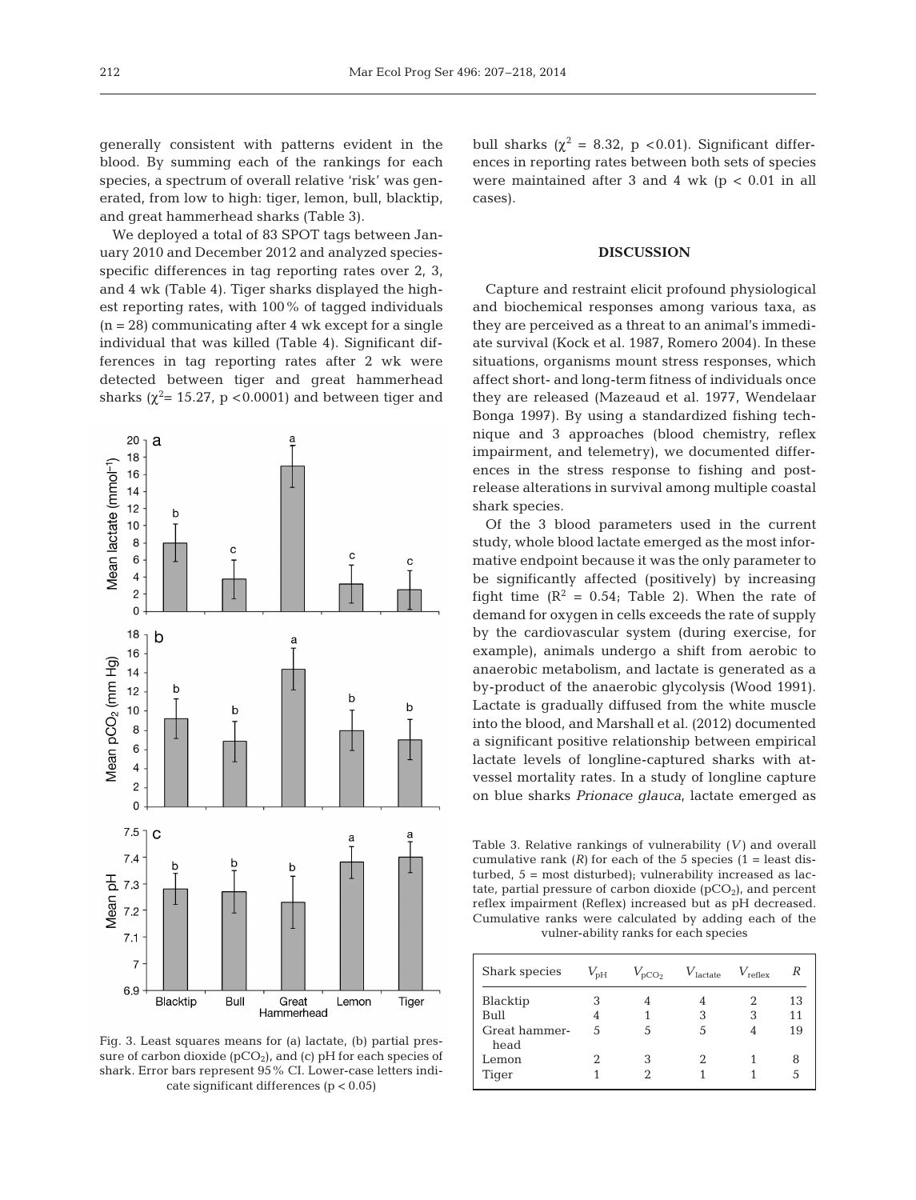generally consistent with patterns evident in the blood. By summing each of the rankings for each species, a spectrum of overall relative 'risk' was generated, from low to high: tiger, lemon, bull, blacktip, and great hammerhead sharks (Table 3).

We deployed a total of 83 SPOT tags between January 2010 and December 2012 and analyzed species-specific differences in tag reporting rates over 2, 3, and 4 wk (Table 4). Tiger sharks displayed the highest reporting rates, with 100% of tagged individuals (n = 28) communicating after 4 wk except for a single individual that was killed (Table 4). Significant differences in tag reporting rates after 2 wk were detected between tiger and great hammerhead sharks ($\chi^2$ = 15.27, p < 0.0001) and between tiger and bull sharks ($\chi^2$ = 8.32, p < 0.01). Significant differences in reporting rates between both sets of species were maintained after 3 and 4 wk (p < 0.01 in all cases).

Fig. 3. Least squares means for (a) lactate, (b) partial pressure of carbon dioxide ($pCO_2$), and (c) pH for each species of shark. Error bars represent 95% CI. Lower-case letters indicate significant differences (p < 0.05)

## DISCUSSION

Capture and restraint elicit profound physiological and biochemical responses among various taxa, as they are perceived as a threat to an animal's immediate survival (Kock et al. 1987, Romero 2004). In these situations, organisms mount stress responses, which affect short- and long-term fitness of individuals once they are released (Mazeaud et al. 1977, Wendelaar Bonga 1997). By using a standardized fishing technique and 3 approaches (blood chemistry, reflex impairment, and telemetry), we documented differences in the stress response to fishing and post-release alterations in survival among multiple coastal shark species.

Of the 3 blood parameters used in the current study, whole blood lactate emerged as the most informative endpoint because it was the only parameter to be significantly affected (positively) by increasing fight time ($R^2$ = 0.54; Table 2). When the rate of demand for oxygen in cells exceeds the rate of supply by the cardiovascular system (during exercise, for example), animals undergo a shift from aerobic to anaerobic metabolism, and lactate is generated as a by-product of the anaerobic glycolysis (Wood 1991). Lactate is gradually diffused from the white muscle into the blood, and Marshall et al. (2012) documented a significant positive relationship between empirical lactate levels of longline-captured sharks with at-vessel mortality rates. In a study of longline capture on blue sharks *Prionace glauca*, lactate emerged as

Table 3. Relative rankings of vulnerability ($V$) and overall cumulative rank ($R$) for each of the 5 species (1 = least disturbed, 5 = most disturbed); vulnerability increased as lactate, partial pressure of carbon dioxide ($pCO_2$), and percent reflex impairment (Reflex) increased but as pH decreased. Cumulative ranks were calculated by adding each of the vulner-ability ranks for each species

| Shark species | $V_{pH}$ | $V_{pCO_2}$ | $V_{lactate}$ | $V_{reflex}$ | $R$ |
|---|---|---|---|---|---|
| Blacktip | 3 | 4 | 4 | 2 | 13 |
| Bull | 4 | 1 | 3 | 3 | 11 |
| Great hammerhead | 5 | 5 | 5 | 4 | 19 |
| Lemon | 2 | 3 | 2 | 1 | 8 |
| Tiger | 1 | 2 | 1 | 1 | 5 |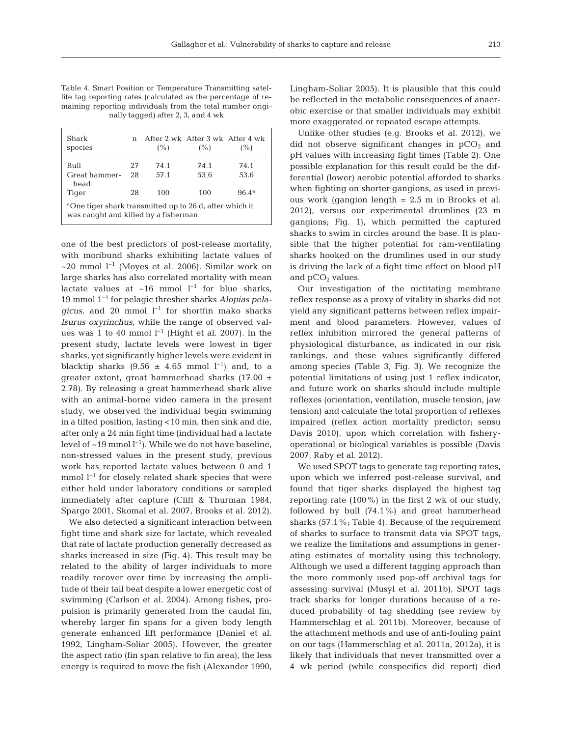Table 4. Smart Position or Temperature Transmitting satellite tag reporting rates (calculated as the percentage of remaining reporting individuals from the total number originally tagged) after 2, 3, and 4 wk

| Shark species | n | After 2 wk (%) | After 3 wk (%) | After 4 wk (%) |
|---|---|---|---|---|
| Bull | 27 | 74.1 | 74.1 | 74.1 |
| Great hammerhead | 28 | 57.1 | 53.6 | 53.6 |
| Tiger | 28 | 100 | 100 | 96.4[a] |

[a]One tiger shark transmitted up to 26 d, after which it was caught and killed by a fisherman

one of the best predictors of post-release mortality, with moribund sharks exhibiting lactate values of ~20 mmol $l^{-1}$ (Moyes et al. 2006). Similar work on large sharks has also correlated mortality with mean lactate values at ~16 mmol $l^{-1}$ for blue sharks, 19 mmol $l^{-1}$ for pelagic thresher sharks *Alopias pelagicus*, and 20 mmol $l^{-1}$ for shortfin mako sharks *Isurus oxyrinchus*, while the range of observed values was 1 to 40 mmol $l^{-1}$ (Hight et al. 2007). In the present study, lactate levels were lowest in tiger sharks, yet significantly higher levels were evident in blacktip sharks (9.56 ± 4.65 mmol $l^{-1}$) and, to a greater extent, great hammerhead sharks (17.00 ± 2.78). By releasing a great hammerhead shark alive with an animal-borne video camera in the present study, we observed the individual begin swimming in a tilted position, lasting <10 min, then sink and die, after only a 24 min fight time (individual had a lactate level of ~19 mmol $l^{-1}$). While we do not have baseline, non-stressed values in the present study, previous work has reported lactate values between 0 and 1 mmol $l^{-1}$ for closely related shark species that were either held under laboratory conditions or sampled immediately after capture (Cliff & Thurman 1984, Spargo 2001, Skomal et al. 2007, Brooks et al. 2012).

We also detected a significant interaction between fight time and shark size for lactate, which revealed that rate of lactate production generally decreased as sharks increased in size (Fig. 4). This result may be related to the ability of larger individuals to more readily recover over time by increasing the amplitude of their tail beat despite a lower energetic cost of swimming (Carlson et al. 2004). Among fishes, propulsion is primarily generated from the caudal fin, whereby larger fin spans for a given body length generate enhanced lift performance (Daniel et al. 1992, Lingham-Soliar 2005). However, the greater the aspect ratio (fin span relative to fin area), the less energy is required to move the fish (Alexander 1990, Lingham-Soliar 2005). It is plausible that this could be reflected in the metabolic consequences of anaerobic exercise or that smaller individuals may exhibit more exaggerated or repeated escape attempts.

Unlike other studies (e.g. Brooks et al. 2012), we did not observe significant changes in $pCO_2$ and pH values with increasing fight times (Table 2). One possible explanation for this result could be the differential (lower) aerobic potential afforded to sharks when fighting on shorter gangions, as used in previous work (gangion length = 2.5 m in Brooks et al. 2012), versus our experimental drumlines (23 m gangions; Fig. 1), which permitted the captured sharks to swim in circles around the base. It is plausible that the higher potential for ram-ventilating sharks hooked on the drumlines used in our study is driving the lack of a fight time effect on blood pH and $pCO_2$ values.

Our investigation of the nictitating membrane reflex response as a proxy of vitality in sharks did not yield any significant patterns between reflex impairment and blood parameters. However, values of reflex inhibition mirrored the general patterns of physiological disturbance, as indicated in our risk rankings, and these values significantly differed among species (Table 3, Fig. 3). We recognize the potential limitations of using just 1 reflex indicator, and future work on sharks should include multiple reflexes (orientation, ventilation, muscle tension, jaw tension) and calculate the total proportion of reflexes impaired (reflex action mortality predictor; sensu Davis 2010), upon which correlation with fishery-operational or biological variables is possible (Davis 2007, Raby et al. 2012).

We used SPOT tags to generate tag reporting rates, upon which we inferred post-release survival, and found that tiger sharks displayed the highest tag reporting rate (100%) in the first 2 wk of our study, followed by bull (74.1%) and great hammerhead sharks (57.1%; Table 4). Because of the requirement of sharks to surface to transmit data via SPOT tags, we realize the limitations and assumptions in generating estimates of mortality using this technology. Although we used a different tagging approach than the more commonly used pop-off archival tags for assessing survival (Musyl et al. 2011b), SPOT tags track sharks for longer durations because of a reduced probability of tag shedding (see review by Hammerschlag et al. 2011b). Moreover, because of the attachment methods and use of anti-fouling paint on our tags (Hammerschlag et al. 2011a, 2012a), it is likely that individuals that never transmitted over a 4 wk period (while conspecifics did report) died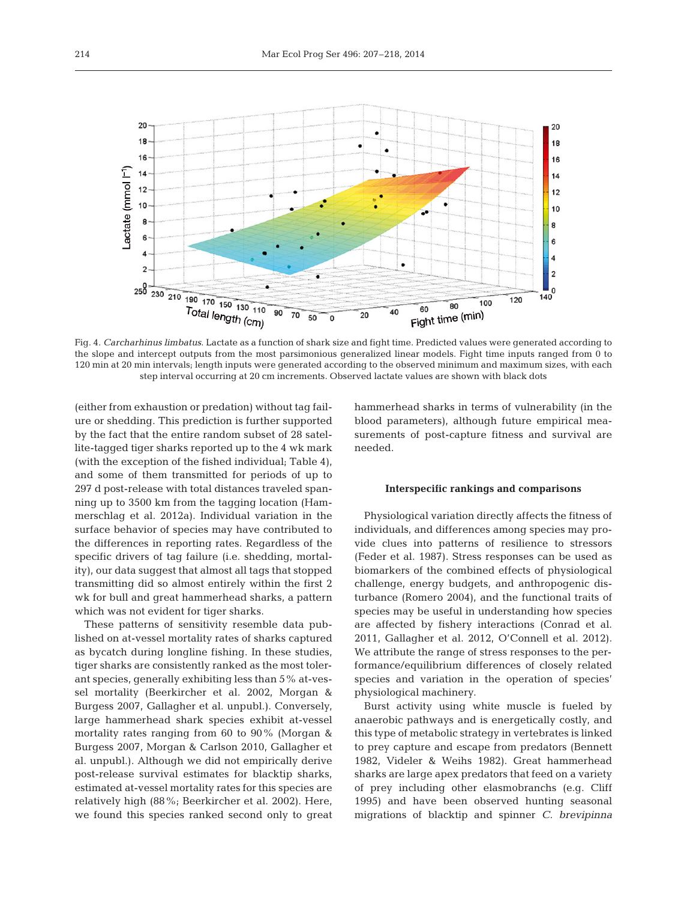Fig. 4. *Carcharhinus limbatus*. Lactate as a function of shark size and fight time. Predicted values were generated according to the slope and intercept outputs from the most parsimonious generalized linear models. Fight time inputs ranged from 0 to 120 min at 20 min intervals; length inputs were generated according to the observed minimum and maximum sizes, with each step interval occurring at 20 cm increments. Observed lactate values are shown with black dots

(either from exhaustion or predation) without tag failure or shedding. This prediction is further supported by the fact that the entire random subset of 28 satellite-tagged tiger sharks reported up to the 4 wk mark (with the exception of the fished individual; Table 4), and some of them transmitted for periods of up to 297 d post-release with total distances traveled spanning up to 3500 km from the tagging location (Hammerschlag et al. 2012a). Individual variation in the surface behavior of species may have contributed to the differences in reporting rates. Regardless of the specific drivers of tag failure (i.e. shedding, mortality), our data suggest that almost all tags that stopped transmitting did so almost entirely within the first 2 wk for bull and great hammerhead sharks, a pattern which was not evident for tiger sharks.

These patterns of sensitivity resemble data published on at-vessel mortality rates of sharks captured as bycatch during longline fishing. In these studies, tiger sharks are consistently ranked as the most tolerant species, generally exhibiting less than 5% at-vessel mortality (Beerkircher et al. 2002, Morgan & Burgess 2007, Gallagher et al. unpubl.). Conversely, large hammerhead shark species exhibit at-vessel mortality rates ranging from 60 to 90% (Morgan & Burgess 2007, Morgan & Carlson 2010, Gallagher et al. unpubl.). Although we did not empirically derive post-release survival estimates for blacktip sharks, estimated at-vessel mortality rates for this species are relatively high (88%; Beerkircher et al. 2002). Here, we found this species ranked second only to great hammerhead sharks in terms of vulnerability (in the blood parameters), although future empirical measurements of post-capture fitness and survival are needed.

### Interspecific rankings and comparisons

Physiological variation directly affects the fitness of individuals, and differences among species may provide clues into patterns of resilience to stressors (Feder et al. 1987). Stress responses can be used as biomarkers of the combined effects of physiological challenge, energy budgets, and anthropogenic disturbance (Romero 2004), and the functional traits of species may be useful in understanding how species are affected by fishery interactions (Conrad et al. 2011, Gallagher et al. 2012, O'Connell et al. 2012). We attribute the range of stress responses to the performance/equilibrium differences of closely related species and variation in the operation of species' physiological machinery.

Burst activity using white muscle is fueled by anaerobic pathways and is energetically costly, and this type of metabolic strategy in vertebrates is linked to prey capture and escape from predators (Bennett 1982, Videler & Weihs 1982). Great hammerhead sharks are large apex predators that feed on a variety of prey including other elasmobranchs (e.g. Cliff 1995) and have been observed hunting seasonal migrations of blacktip and spinner *C. brevipinna*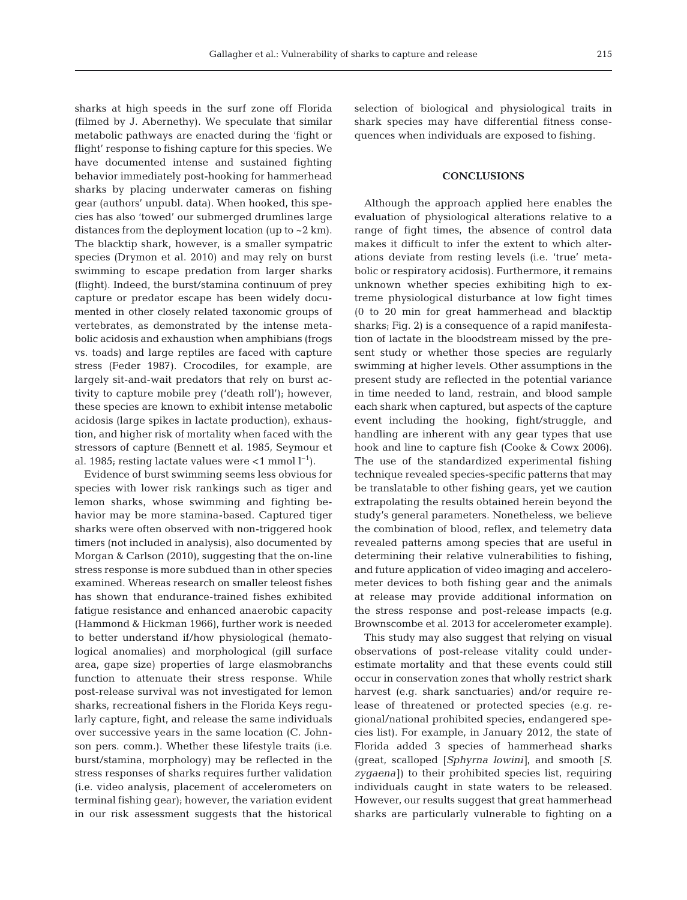sharks at high speeds in the surf zone off Florida (filmed by J. Abernethy). We speculate that similar metabolic pathways are enacted during the 'fight or flight' response to fishing capture for this species. We have documented intense and sustained fighting behavior immediately post-hooking for hammerhead sharks by placing underwater cameras on fishing gear (authors' unpubl. data). When hooked, this species has also 'towed' our submerged drumlines large distances from the deployment location (up to ~2 km). The blacktip shark, however, is a smaller sympatric species (Drymon et al. 2010) and may rely on burst swimming to escape predation from larger sharks (flight). Indeed, the burst/stamina continuum of prey capture or predator escape has been widely documented in other closely related taxonomic groups of vertebrates, as demonstrated by the intense metabolic acidosis and exhaustion when amphibians (frogs vs. toads) and large reptiles are faced with capture stress (Feder 1987). Crocodiles, for example, are largely sit-and-wait predators that rely on burst activity to capture mobile prey ('death roll'); however, these species are known to exhibit intense metabolic acidosis (large spikes in lactate production), exhaustion, and higher risk of mortality when faced with the stressors of capture (Bennett et al. 1985, Seymour et al. 1985; resting lactate values were <1 mmol $l^{-1}$).

Evidence of burst swimming seems less obvious for species with lower risk rankings such as tiger and lemon sharks, whose swimming and fighting behavior may be more stamina-based. Captured tiger sharks were often observed with non-triggered hook timers (not included in analysis), also documented by Morgan & Carlson (2010), suggesting that the on-line stress response is more subdued than in other species examined. Whereas research on smaller teleost fishes has shown that endurance-trained fishes exhibited fatigue resistance and enhanced anaerobic capacity (Hammond & Hickman 1966), further work is needed to better understand if/how physiological (hematological anomalies) and morphological (gill surface area, gape size) properties of large elasmobranchs function to attenuate their stress response. While post-release survival was not investigated for lemon sharks, recreational fishers in the Florida Keys regularly capture, fight, and release the same individuals over successive years in the same location (C. Johnson pers. comm.). Whether these lifestyle traits (i.e. burst/stamina, morphology) may be reflected in the stress responses of sharks requires further validation (i.e. video analysis, placement of accelerometers on terminal fishing gear); however, the variation evident in our risk assessment suggests that the historical selection of biological and physiological traits in shark species may have differential fitness consequences when individuals are exposed to fishing.

## CONCLUSIONS

Although the approach applied here enables the evaluation of physiological alterations relative to a range of fight times, the absence of control data makes it difficult to infer the extent to which alterations deviate from resting levels (i.e. 'true' metabolic or respiratory acidosis). Furthermore, it remains unknown whether species exhibiting high to extreme physiological disturbance at low fight times (0 to 20 min for great hammerhead and blacktip sharks; Fig. 2) is a consequence of a rapid manifestation of lactate in the bloodstream missed by the present study or whether those species are regularly swimming at higher levels. Other assumptions in the present study are reflected in the potential variance in time needed to land, restrain, and blood sample each shark when captured, but aspects of the capture event including the hooking, fight/struggle, and handling are inherent with any gear types that use hook and line to capture fish (Cooke & Cowx 2006). The use of the standardized experimental fishing technique revealed species-specific patterns that may be translatable to other fishing gears, yet we caution extrapolating the results obtained herein beyond the study's general parameters. Nonetheless, we believe the combination of blood, reflex, and telemetry data revealed patterns among species that are useful in determining their relative vulnerabilities to fishing, and future application of video imaging and accelerometer devices to both fishing gear and the animals at release may provide additional information on the stress response and post-release impacts (e.g. Brownscombe et al. 2013 for accelerometer example).

This study may also suggest that relying on visual observations of post-release vitality could underestimate mortality and that these events could still occur in conservation zones that wholly restrict shark harvest (e.g. shark sanctuaries) and/or require release of threatened or protected species (e.g. regional/national prohibited species, endangered species list). For example, in January 2012, the state of Florida added 3 species of hammerhead sharks (great, scalloped [*Sphyrna lowini*], and smooth [*S. zygaena*]) to their prohibited species list, requiring individuals caught in state waters to be released. However, our results suggest that great hammerhead sharks are particularly vulnerable to fighting on a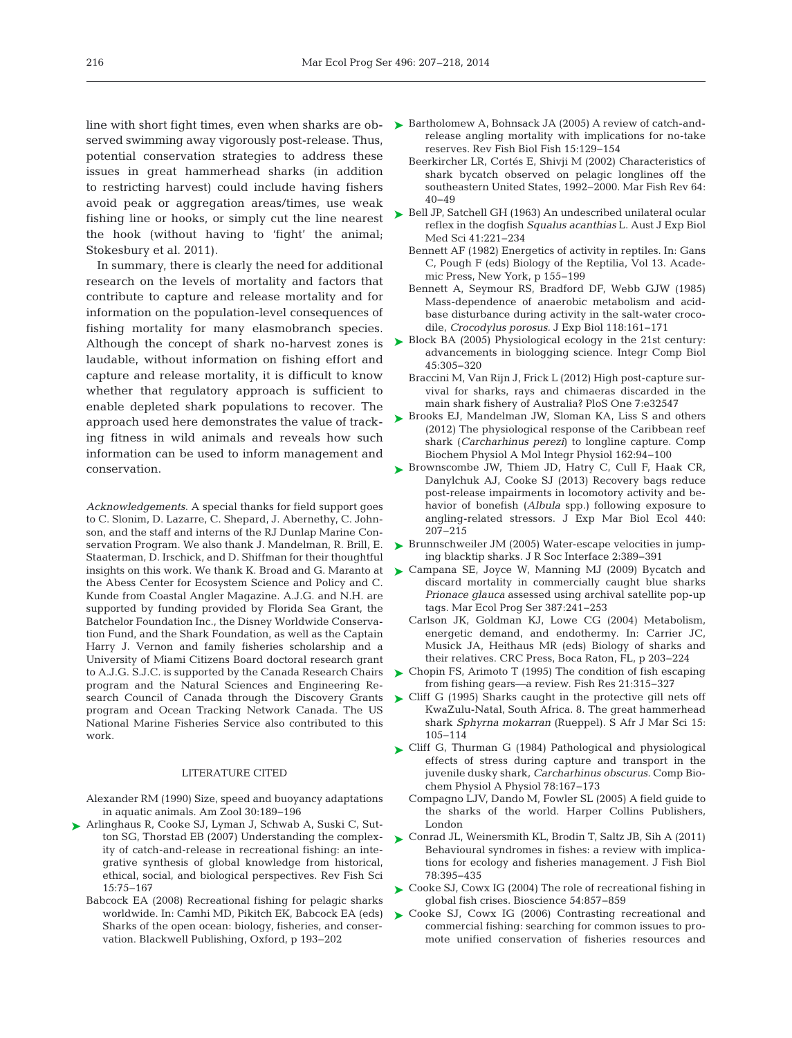line with short fight times, even when sharks are observed swimming away vigorously post-release. Thus, potential conservation strategies to address these issues in great hammerhead sharks (in addition to restricting harvest) could include having fishers avoid peak or aggregation areas/times, use weak fishing line or hooks, or simply cut the line nearest the hook (without having to 'fight' the animal; Stokesbury et al. 2011).

In summary, there is clearly the need for additional research on the levels of mortality and factors that contribute to capture and release mortality and for information on the population-level consequences of fishing mortality for many elasmobranch species. Although the concept of shark no-harvest zones is laudable, without information on fishing effort and capture and release mortality, it is difficult to know whether that regulatory approach is sufficient to enable depleted shark populations to recover. The approach used here demonstrates the value of tracking fitness in wild animals and reveals how such information can be used to inform management and conservation.

*Acknowledgements*. A special thanks for field support goes to C. Slonim, D. Lazarre, C. Shepard, J. Abernethy, C. Johnson, and the staff and interns of the RJ Dunlap Marine Conservation Program. We also thank J. Mandelman, R. Brill, E. Staaterman, D. Irschick, and D. Shiffman for their thoughtful insights on this work. We thank K. Broad and G. Maranto at the Abess Center for Ecosystem Science and Policy and C. Kunde from Coastal Angler Magazine. A.J.G. and N.H. are supported by funding provided by Florida Sea Grant, the Batchelor Foundation Inc., the Disney Worldwide Conservation Fund, and the Shark Foundation, as well as the Captain Harry J. Vernon and family fisheries scholarship and a University of Miami Citizens Board doctoral research grant to A.J.G. S.J.C. is supported by the Canada Research Chairs program and the Natural Sciences and Engineering Research Council of Canada through the Discovery Grants program and Ocean Tracking Network Canada. The US National Marine Fisheries Service also contributed to this work.

## LITERATURE CITED

Alexander RM (1990) Size, speed and buoyancy adaptations in aquatic animals. Am Zool 30:189–196

Arlinghaus R, Cooke SJ, Lyman J, Schwab A, Suski C, Sutton SG, Thorstad EB (2007) Understanding the complexity of catch-and-release in recreational fishing: an integrative synthesis of global knowledge from historical, ethical, social, and biological perspectives. Rev Fish Sci 15:75–167

Babcock EA (2008) Recreational fishing for pelagic sharks worldwide. In: Camhi MD, Pikitch EK, Babcock EA (eds) Sharks of the open ocean: biology, fisheries, and conservation. Blackwell Publishing, Oxford, p 193–202

Bartholomew A, Bohnsack JA (2005) A review of catch-and-release angling mortality with implications for no-take reserves. Rev Fish Biol Fish 15:129–154

Beerkircher LR, Cortés E, Shivji M (2002) Characteristics of shark bycatch observed on pelagic longlines off the southeastern United States, 1992–2000. Mar Fish Rev 64: 40–49

Bell JP, Satchell GH (1963) An undescribed unilateral ocular reflex in the dogfish *Squalus acanthias* L. Aust J Exp Biol Med Sci 41:221–234

Bennett AF (1982) Energetics of activity in reptiles. In: Gans C, Pough F (eds) Biology of the Reptilia, Vol 13. Academic Press, New York, p 155–199

Bennett A, Seymour RS, Bradford DF, Webb GJW (1985) Mass-dependence of anaerobic metabolism and acid-base disturbance during activity in the salt-water crocodile, *Crocodylus porosus*. J Exp Biol 118:161–171

Block BA (2005) Physiological ecology in the 21st century: advancements in biologging science. Integr Comp Biol 45:305–320

Braccini M, Van Rijn J, Frick L (2012) High post-capture survival for sharks, rays and chimaeras discarded in the main shark fishery of Australia? PloS One 7:e32547

Brooks EJ, Mandelman JW, Sloman KA, Liss S and others (2012) The physiological response of the Caribbean reef shark (*Carcharhinus perezi*) to longline capture. Comp Biochem Physiol A Mol Integr Physiol 162:94–100

Brownscombe JW, Thiem JD, Hatry C, Cull F, Haak CR, Danylchuk AJ, Cooke SJ (2013) Recovery bags reduce post-release impairments in locomotory activity and behavior of bonefish (*Albula* spp.) following exposure to angling-related stressors. J Exp Mar Biol Ecol 440: 207–215

Brunnschweiler JM (2005) Water-escape velocities in jumping blacktip sharks. J R Soc Interface 2:389–391

Campana SE, Joyce W, Manning MJ (2009) Bycatch and discard mortality in commercially caught blue sharks *Prionace glauca* assessed using archival satellite pop-up tags. Mar Ecol Prog Ser 387:241–253

Carlson JK, Goldman KJ, Lowe CG (2004) Metabolism, energetic demand, and endothermy. In: Carrier JC, Musick JA, Heithaus MR (eds) Biology of sharks and their relatives. CRC Press, Boca Raton, FL, p 203–224

Chopin FS, Arimoto T (1995) The condition of fish escaping from fishing gears—a review. Fish Res 21:315–327

Cliff G (1995) Sharks caught in the protective gill nets off KwaZulu-Natal, South Africa. 8. The great hammerhead shark *Sphyrna mokarran* (Rueppel). S Afr J Mar Sci 15: 105–114

Cliff G, Thurman G (1984) Pathological and physiological effects of stress during capture and transport in the juvenile dusky shark, *Carcharhinus obscurus*. Comp Biochem Physiol A Physiol 78:167–173

Compagno LJV, Dando M, Fowler SL (2005) A field guide to the sharks of the world. Harper Collins Publishers, London

Conrad JL, Weinersmith KL, Brodin T, Saltz JB, Sih A (2011) Behavioural syndromes in fishes: a review with implications for ecology and fisheries management. J Fish Biol 78:395–435

Cooke SJ, Cowx IG (2004) The role of recreational fishing in global fish crises. Bioscience 54:857–859

Cooke SJ, Cowx IG (2006) Contrasting recreational and commercial fishing: searching for common issues to promote unified conservation of fisheries resources and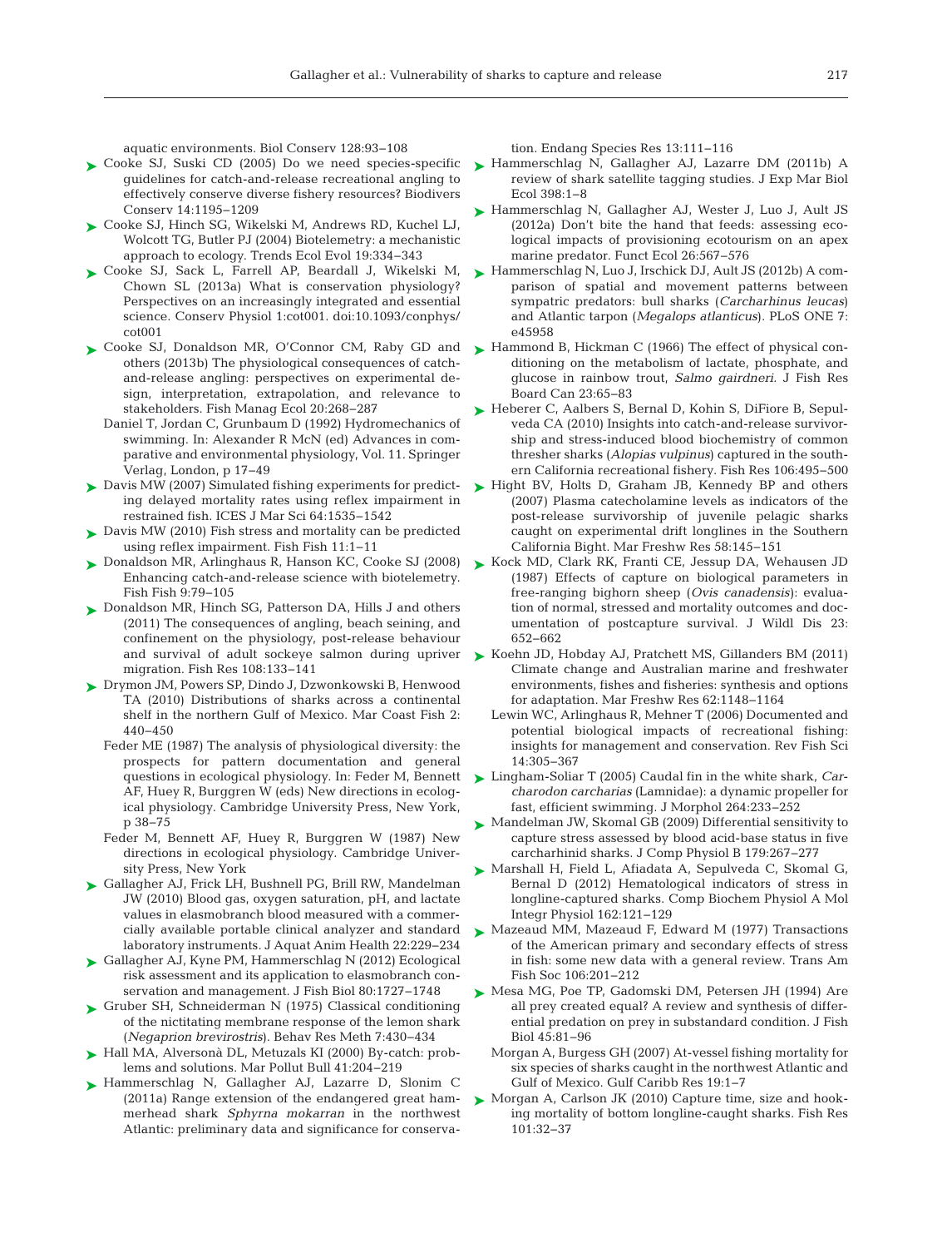aquatic environments. Biol Conserv 128:93–108

Cooke SJ, Suski CD (2005) Do we need species-specific guidelines for catch-and-release recreational angling to effectively conserve diverse fishery resources? Biodivers Conserv 14:1195–1209

Cooke SJ, Hinch SG, Wikelski M, Andrews RD, Kuchel LJ, Wolcott TG, Butler PJ (2004) Biotelemetry: a mechanistic approach to ecology. Trends Ecol Evol 19:334–343

Cooke SJ, Sack L, Farrell AP, Beardall J, Wikelski M, Chown SL (2013a) What is conservation physiology? Perspectives on an increasingly integrated and essential science. Conserv Physiol 1:cot001. doi:10.1093/conphys/cot001

Cooke SJ, Donaldson MR, O'Connor CM, Raby GD and others (2013b) The physiological consequences of catch-and-release angling: perspectives on experimental design, interpretation, extrapolation, and relevance to stakeholders. Fish Manag Ecol 20:268–287

Daniel T, Jordan C, Grunbaum D (1992) Hydromechanics of swimming. In: Alexander R McN (ed) Advances in comparative and environmental physiology, Vol. 11. Springer Verlag, London, p 17–49

Davis MW (2007) Simulated fishing experiments for predicting delayed mortality rates using reflex impairment in restrained fish. ICES J Mar Sci 64:1535–1542

Davis MW (2010) Fish stress and mortality can be predicted using reflex impairment. Fish Fish 11:1–11

Donaldson MR, Arlinghaus R, Hanson KC, Cooke SJ (2008) Enhancing catch-and-release science with biotelemetry. Fish Fish 9:79–105

Donaldson MR, Hinch SG, Patterson DA, Hills J and others (2011) The consequences of angling, beach seining, and confinement on the physiology, post-release behaviour and survival of adult sockeye salmon during upriver migration. Fish Res 108:133–141

Drymon JM, Powers SP, Dindo J, Dzwonkowski B, Henwood TA (2010) Distributions of sharks across a continental shelf in the northern Gulf of Mexico. Mar Coast Fish 2: 440–450

Feder ME (1987) The analysis of physiological diversity: the prospects for pattern documentation and general questions in ecological physiology. In: Feder M, Bennett AF, Huey R, Burggren W (eds) New directions in ecological physiology. Cambridge University Press, New York, p 38–75

Feder M, Bennett AF, Huey R, Burggren W (1987) New directions in ecological physiology. Cambridge University Press, New York

Gallagher AJ, Frick LH, Bushnell PG, Brill RW, Mandelman JW (2010) Blood gas, oxygen saturation, pH, and lactate values in elasmobranch blood measured with a commercially available portable clinical analyzer and standard laboratory instruments. J Aquat Anim Health 22:229–234

Gallagher AJ, Kyne PM, Hammerschlag N (2012) Ecological risk assessment and its application to elasmobranch conservation and management. J Fish Biol 80:1727–1748

Gruber SH, Schneiderman N (1975) Classical conditioning of the nictitating membrane response of the lemon shark (*Negaprion brevirostris*). Behav Res Meth 7:430–434

Hall MA, Alversonà DL, Metuzals KI (2000) By-catch: problems and solutions. Mar Pollut Bull 41:204–219

Hammerschlag N, Gallagher AJ, Lazarre D, Slonim C (2011a) Range extension of the endangered great hammerhead shark *Sphyrna mokarran* in the northwest Atlantic: preliminary data and significance for conservation. Endang Species Res 13:111–116

Hammerschlag N, Gallagher AJ, Lazarre DM (2011b) A review of shark satellite tagging studies. J Exp Mar Biol Ecol 398:1–8

Hammerschlag N, Gallagher AJ, Wester J, Luo J, Ault JS (2012a) Don't bite the hand that feeds: assessing ecological impacts of provisioning ecotourism on an apex marine predator. Funct Ecol 26:567–576

Hammerschlag N, Luo J, Irschick DJ, Ault JS (2012b) A comparison of spatial and movement patterns between sympatric predators: bull sharks (*Carcharhinus leucas*) and Atlantic tarpon (*Megalops atlanticus*). PLoS ONE 7: e45958

Hammond B, Hickman C (1966) The effect of physical conditioning on the metabolism of lactate, phosphate, and glucose in rainbow trout, *Salmo gairdneri*. J Fish Res Board Can 23:65–83

Heberer C, Aalbers S, Bernal D, Kohin S, DiFiore B, Sepulveda CA (2010) Insights into catch-and-release survivorship and stress-induced blood biochemistry of common thresher sharks (*Alopias vulpinus*) captured in the southern California recreational fishery. Fish Res 106:495–500

Hight BV, Holts D, Graham JB, Kennedy BP and others (2007) Plasma catecholamine levels as indicators of the post-release survivorship of juvenile pelagic sharks caught on experimental drift longlines in the Southern California Bight. Mar Freshw Res 58:145–151

Kock MD, Clark RK, Franti CE, Jessup DA, Wehausen JD (1987) Effects of capture on biological parameters in free-ranging bighorn sheep (*Ovis canadensis*): evaluation of normal, stressed and mortality outcomes and documentation of postcapture survival. J Wildl Dis 23: 652–662

Koehn JD, Hobday AJ, Pratchett MS, Gillanders BM (2011) Climate change and Australian marine and freshwater environments, fishes and fisheries: synthesis and options for adaptation. Mar Freshw Res 62:1148–1164

Lewin WC, Arlinghaus R, Mehner T (2006) Documented and potential biological impacts of recreational fishing: insights for management and conservation. Rev Fish Sci 14:305–367

Lingham-Soliar T (2005) Caudal fin in the white shark, *Carcharodon carcharias* (Lamnidae): a dynamic propeller for fast, efficient swimming. J Morphol 264:233–252

Mandelman JW, Skomal GB (2009) Differential sensitivity to capture stress assessed by blood acid-base status in five carcharhinid sharks. J Comp Physiol B 179:267–277

Marshall H, Field L, Afiadata A, Sepulveda C, Skomal G, Bernal D (2012) Hematological indicators of stress in longline-captured sharks. Comp Biochem Physiol A Mol Integr Physiol 162:121–129

Mazeaud MM, Mazeaud F, Edward M (1977) Transactions of the American primary and secondary effects of stress in fish: some new data with a general review. Trans Am Fish Soc 106:201–212

Mesa MG, Poe TP, Gadomski DM, Petersen JH (1994) Are all prey created equal? A review and synthesis of differential predation on prey in substandard condition. J Fish Biol 45:81–96

Morgan A, Burgess GH (2007) At-vessel fishing mortality for six species of sharks caught in the northwest Atlantic and Gulf of Mexico. Gulf Caribb Res 19:1–7

Morgan A, Carlson JK (2010) Capture time, size and hooking mortality of bottom longline-caught sharks. Fish Res 101:32–37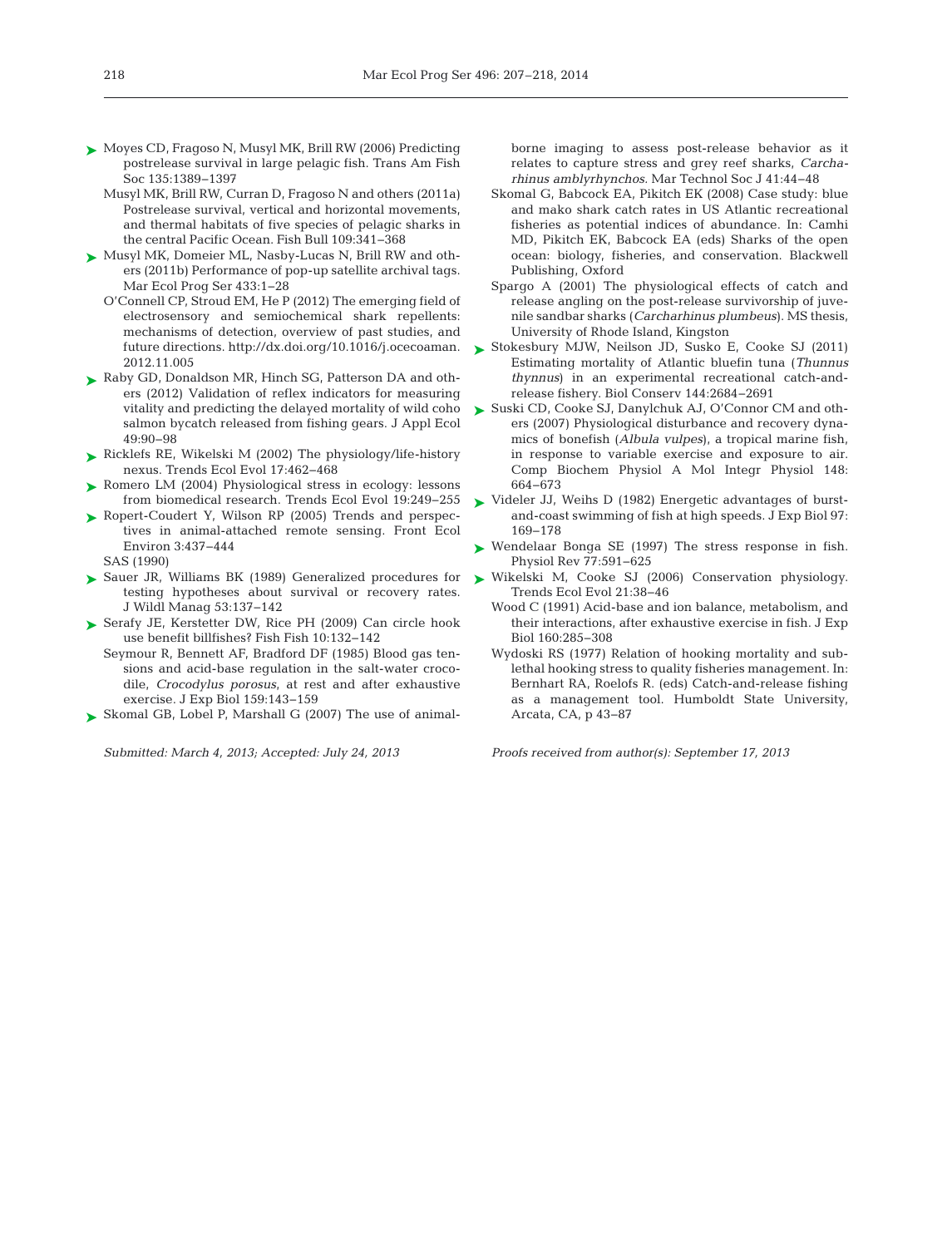Moyes CD, Fragoso N, Musyl MK, Brill RW (2006) Predicting postrelease survival in large pelagic fish. Trans Am Fish Soc 135:1389–1397

Musyl MK, Brill RW, Curran D, Fragoso N and others (2011a) Postrelease survival, vertical and horizontal movements, and thermal habitats of five species of pelagic sharks in the central Pacific Ocean. Fish Bull 109:341–368

Musyl MK, Domeier ML, Nasby-Lucas N, Brill RW and others (2011b) Performance of pop-up satellite archival tags. Mar Ecol Prog Ser 433:1–28

O'Connell CP, Stroud EM, He P (2012) The emerging field of electrosensory and semiochemical shark repellents: mechanisms of detection, overview of past studies, and future directions. http://dx.doi.org/10.1016/j.ocecoaman.2012.11.005

Raby GD, Donaldson MR, Hinch SG, Patterson DA and others (2012) Validation of reflex indicators for measuring vitality and predicting the delayed mortality of wild coho salmon bycatch released from fishing gears. J Appl Ecol 49:90–98

Ricklefs RE, Wikelski M (2002) The physiology/life-history nexus. Trends Ecol Evol 17:462–468

Romero LM (2004) Physiological stress in ecology: lessons from biomedical research. Trends Ecol Evol 19:249–255

Ropert-Coudert Y, Wilson RP (2005) Trends and perspectives in animal-attached remote sensing. Front Ecol Environ 3:437–444

SAS (1990)

Sauer JR, Williams BK (1989) Generalized procedures for testing hypotheses about survival or recovery rates. J Wildl Manag 53:137–142

Serafy JE, Kerstetter DW, Rice PH (2009) Can circle hook use benefit billfishes? Fish Fish 10:132–142

Seymour R, Bennett AF, Bradford DF (1985) Blood gas tensions and acid-base regulation in the salt-water crocodile, *Crocodylus porosus*, at rest and after exhaustive exercise. J Exp Biol 159:143–159

Skomal GB, Lobel P, Marshall G (2007) The use of animal-borne imaging to assess post-release behavior as it relates to capture stress and grey reef sharks, *Carcharhinus amblyrhynchos*. Mar Technol Soc J 41:44–48

Skomal G, Babcock EA, Pikitch EK (2008) Case study: blue and mako shark catch rates in US Atlantic recreational fisheries as potential indices of abundance. In: Camhi MD, Pikitch EK, Babcock EA (eds) Sharks of the open ocean: biology, fisheries, and conservation. Blackwell Publishing, Oxford

Spargo A (2001) The physiological effects of catch and release angling on the post-release survivorship of juvenile sandbar sharks (*Carcharhinus plumbeus*). MS thesis, University of Rhode Island, Kingston

Stokesbury MJW, Neilson JD, Susko E, Cooke SJ (2011) Estimating mortality of Atlantic bluefin tuna (*Thunnus thynnus*) in an experimental recreational catch-and-release fishery. Biol Conserv 144:2684–2691

Suski CD, Cooke SJ, Danylchuk AJ, O'Connor CM and others (2007) Physiological disturbance and recovery dynamics of bonefish (*Albula vulpes*), a tropical marine fish, in response to variable exercise and exposure to air. Comp Biochem Physiol A Mol Integr Physiol 148: 664–673

Videler JJ, Weihs D (1982) Energetic advantages of burst-and-coast swimming of fish at high speeds. J Exp Biol 97: 169–178

Wendelaar Bonga SE (1997) The stress response in fish. Physiol Rev 77:591–625

Wikelski M, Cooke SJ (2006) Conservation physiology. Trends Ecol Evol 21:38–46

Wood C (1991) Acid-base and ion balance, metabolism, and their interactions, after exhaustive exercise in fish. J Exp Biol 160:285–308

Wydoski RS (1977) Relation of hooking mortality and sublethal hooking stress to quality fisheries management. In: Bernhart RA, Roelofs R. (eds) Catch-and-release fishing as a management tool. Humboldt State University, Arcata, CA, p 43–87

*Submitted: March 4, 2013; Accepted: July 24, 2013*

*Proofs received from author(s): September 17, 2013*